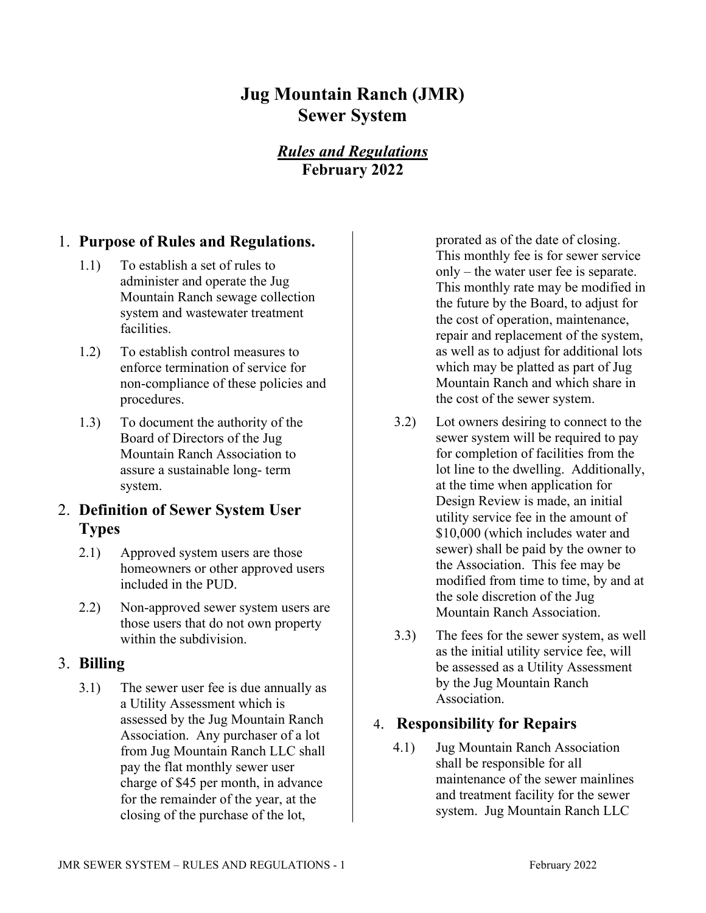# Jug Mountain Ranch (JMR)
# Sewer System

## *Rules and Regulations*
**February 2022**

## 1. Purpose of Rules and Regulations.

1.1) To establish a set of rules to administer and operate the Jug Mountain Ranch sewage collection system and wastewater treatment facilities.

1.2) To establish control measures to enforce termination of service for non-compliance of these policies and procedures.

1.3) To document the authority of the Board of Directors of the Jug Mountain Ranch Association to assure a sustainable long- term system.

## 2. Definition of Sewer System User Types

2.1) Approved system users are those homeowners or other approved users included in the PUD.

2.2) Non-approved sewer system users are those users that do not own property within the subdivision.

## 3. Billing

3.1) The sewer user fee is due annually as a Utility Assessment which is assessed by the Jug Mountain Ranch Association. Any purchaser of a lot from Jug Mountain Ranch LLC shall pay the flat monthly sewer user charge of $45 per month, in advance for the remainder of the year, at the closing of the purchase of the lot, prorated as of the date of closing. This monthly fee is for sewer service only – the water user fee is separate. This monthly rate may be modified in the future by the Board, to adjust for the cost of operation, maintenance, repair and replacement of the system, as well as to adjust for additional lots which may be platted as part of Jug Mountain Ranch and which share in the cost of the sewer system.

3.2) Lot owners desiring to connect to the sewer system will be required to pay for completion of facilities from the lot line to the dwelling. Additionally, at the time when application for Design Review is made, an initial utility service fee in the amount of $10,000 (which includes water and sewer) shall be paid by the owner to the Association. This fee may be modified from time to time, by and at the sole discretion of the Jug Mountain Ranch Association.

3.3) The fees for the sewer system, as well as the initial utility service fee, will be assessed as a Utility Assessment by the Jug Mountain Ranch Association.

## 4. Responsibility for Repairs

4.1) Jug Mountain Ranch Association shall be responsible for all maintenance of the sewer mainlines and treatment facility for the sewer system. Jug Mountain Ranch LLC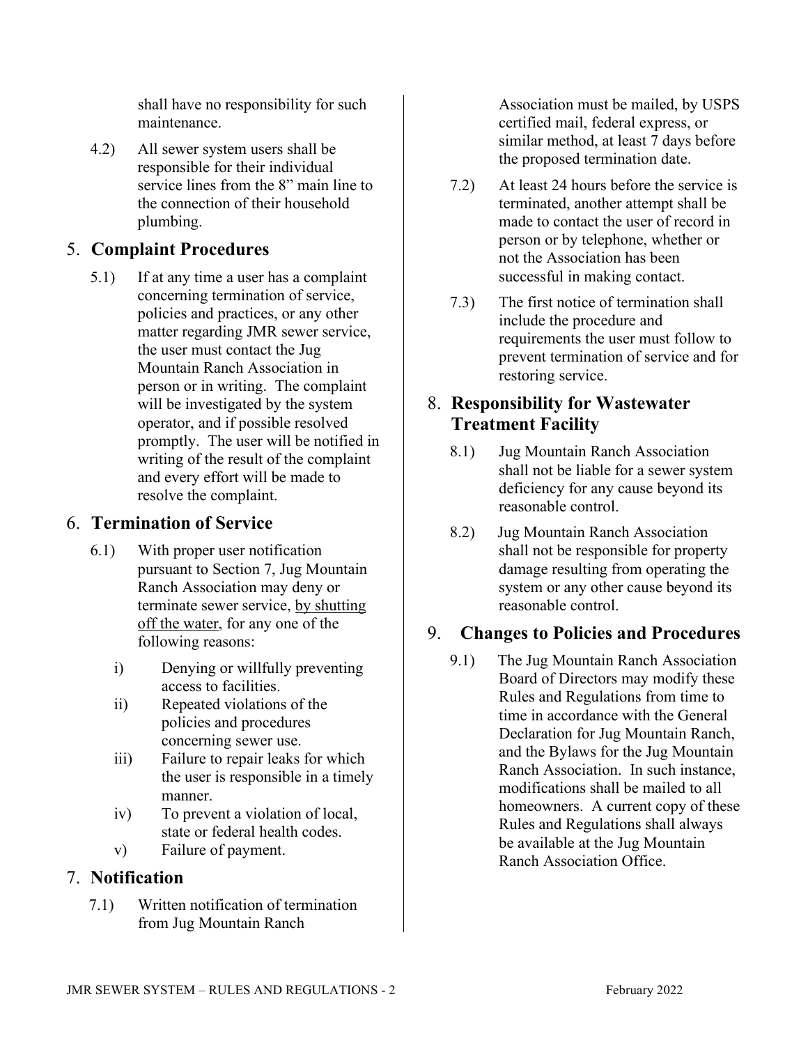shall have no responsibility for such maintenance.

4.2) All sewer system users shall be responsible for their individual service lines from the 8" main line to the connection of their household plumbing.

## 5. Complaint Procedures

5.1) If at any time a user has a complaint concerning termination of service, policies and practices, or any other matter regarding JMR sewer service, the user must contact the Jug Mountain Ranch Association in person or in writing. The complaint will be investigated by the system operator, and if possible resolved promptly. The user will be notified in writing of the result of the complaint and every effort will be made to resolve the complaint.

## 6. Termination of Service

6.1) With proper user notification pursuant to Section 7, Jug Mountain Ranch Association may deny or terminate sewer service, <u>by shutting off the water</u>, for any one of the following reasons:

- i) Denying or willfully preventing access to facilities.
- ii) Repeated violations of the policies and procedures concerning sewer use.
- iii) Failure to repair leaks for which the user is responsible in a timely manner.
- iv) To prevent a violation of local, state or federal health codes.
- v) Failure of payment.

## 7. Notification

7.1) Written notification of termination from Jug Mountain Ranch Association must be mailed, by USPS certified mail, federal express, or similar method, at least 7 days before the proposed termination date.

7.2) At least 24 hours before the service is terminated, another attempt shall be made to contact the user of record in person or by telephone, whether or not the Association has been successful in making contact.

7.3) The first notice of termination shall include the procedure and requirements the user must follow to prevent termination of service and for restoring service.

## 8. Responsibility for Wastewater Treatment Facility

8.1) Jug Mountain Ranch Association shall not be liable for a sewer system deficiency for any cause beyond its reasonable control.

8.2) Jug Mountain Ranch Association shall not be responsible for property damage resulting from operating the system or any other cause beyond its reasonable control.

## 9. Changes to Policies and Procedures

9.1) The Jug Mountain Ranch Association Board of Directors may modify these Rules and Regulations from time to time in accordance with the General Declaration for Jug Mountain Ranch, and the Bylaws for the Jug Mountain Ranch Association. In such instance, modifications shall be mailed to all homeowners. A current copy of these Rules and Regulations shall always be available at the Jug Mountain Ranch Association Office.